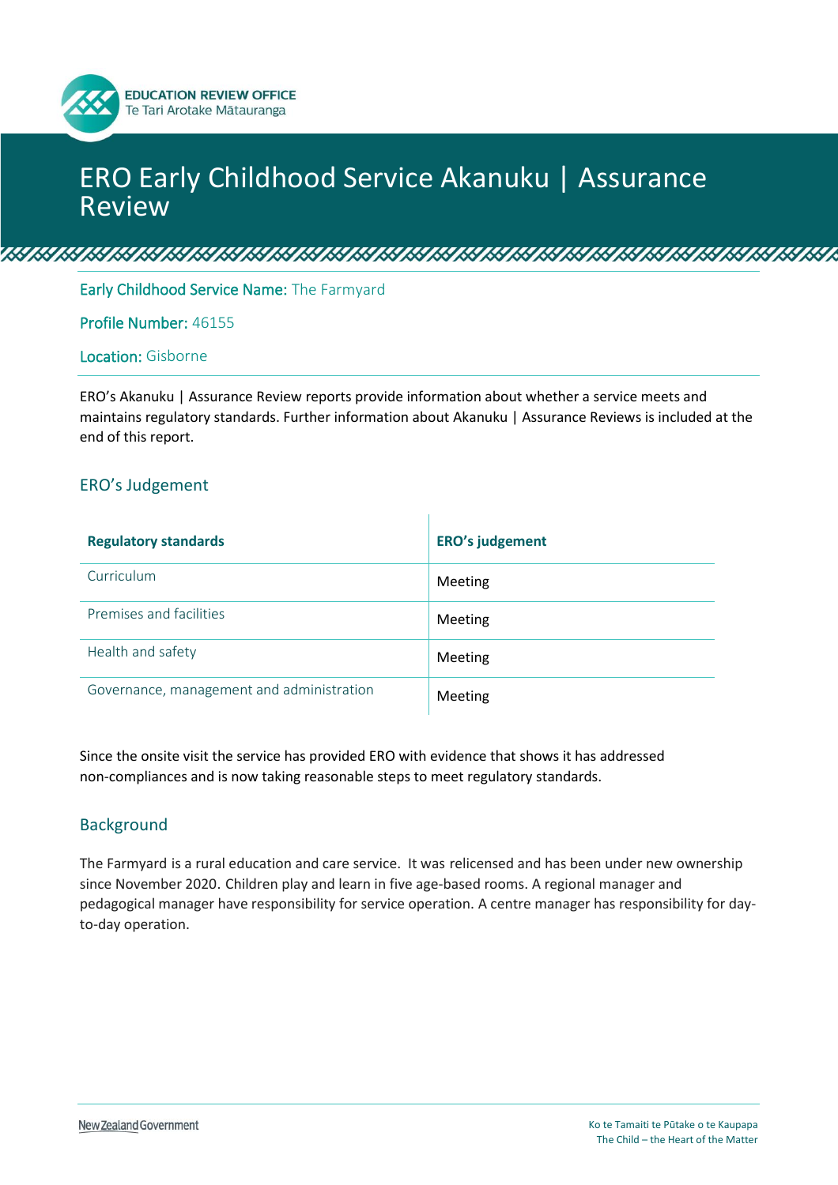EDUCATION REVIEW OFFICE
Te Tari Arotake Mātauranga

# ERO Early Childhood Service Akanuku | Assurance Review

Early Childhood Service Name: The Farmyard

Profile Number: 46155

Location: Gisborne

ERO's Akanuku | Assurance Review reports provide information about whether a service meets and maintains regulatory standards. Further information about Akanuku | Assurance Reviews is included at the end of this report.

## ERO's Judgement

| Regulatory standards | ERO's judgement |
|---|---|
| Curriculum | Meeting |
| Premises and facilities | Meeting |
| Health and safety | Meeting |
| Governance, management and administration | Meeting |

Since the onsite visit the service has provided ERO with evidence that shows it has addressed non-compliances and is now taking reasonable steps to meet regulatory standards.

## Background

The Farmyard is a rural education and care service. It was relicensed and has been under new ownership since November 2020. Children play and learn in five age-based rooms. A regional manager and pedagogical manager have responsibility for service operation. A centre manager has responsibility for day-to-day operation.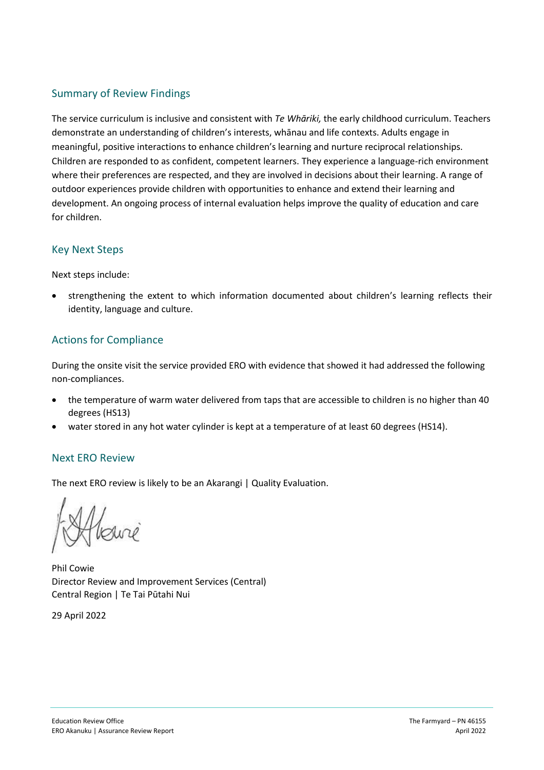## Summary of Review Findings

The service curriculum is inclusive and consistent with *Te Whāriki,* the early childhood curriculum. Teachers demonstrate an understanding of children's interests, whānau and life contexts. Adults engage in meaningful, positive interactions to enhance children's learning and nurture reciprocal relationships. Children are responded to as confident, competent learners. They experience a language-rich environment where their preferences are respected, and they are involved in decisions about their learning. A range of outdoor experiences provide children with opportunities to enhance and extend their learning and development. An ongoing process of internal evaluation helps improve the quality of education and care for children.

## Key Next Steps

Next steps include:

- strengthening the extent to which information documented about children's learning reflects their identity, language and culture.

## Actions for Compliance

During the onsite visit the service provided ERO with evidence that showed it had addressed the following non-compliances.

- the temperature of warm water delivered from taps that are accessible to children is no higher than 40 degrees (HS13)
- water stored in any hot water cylinder is kept at a temperature of at least 60 degrees (HS14).

## Next ERO Review

The next ERO review is likely to be an Akarangi | Quality Evaluation.

Phil Cowie
Director Review and Improvement Services (Central)
Central Region | Te Tai Pūtahi Nui

29 April 2022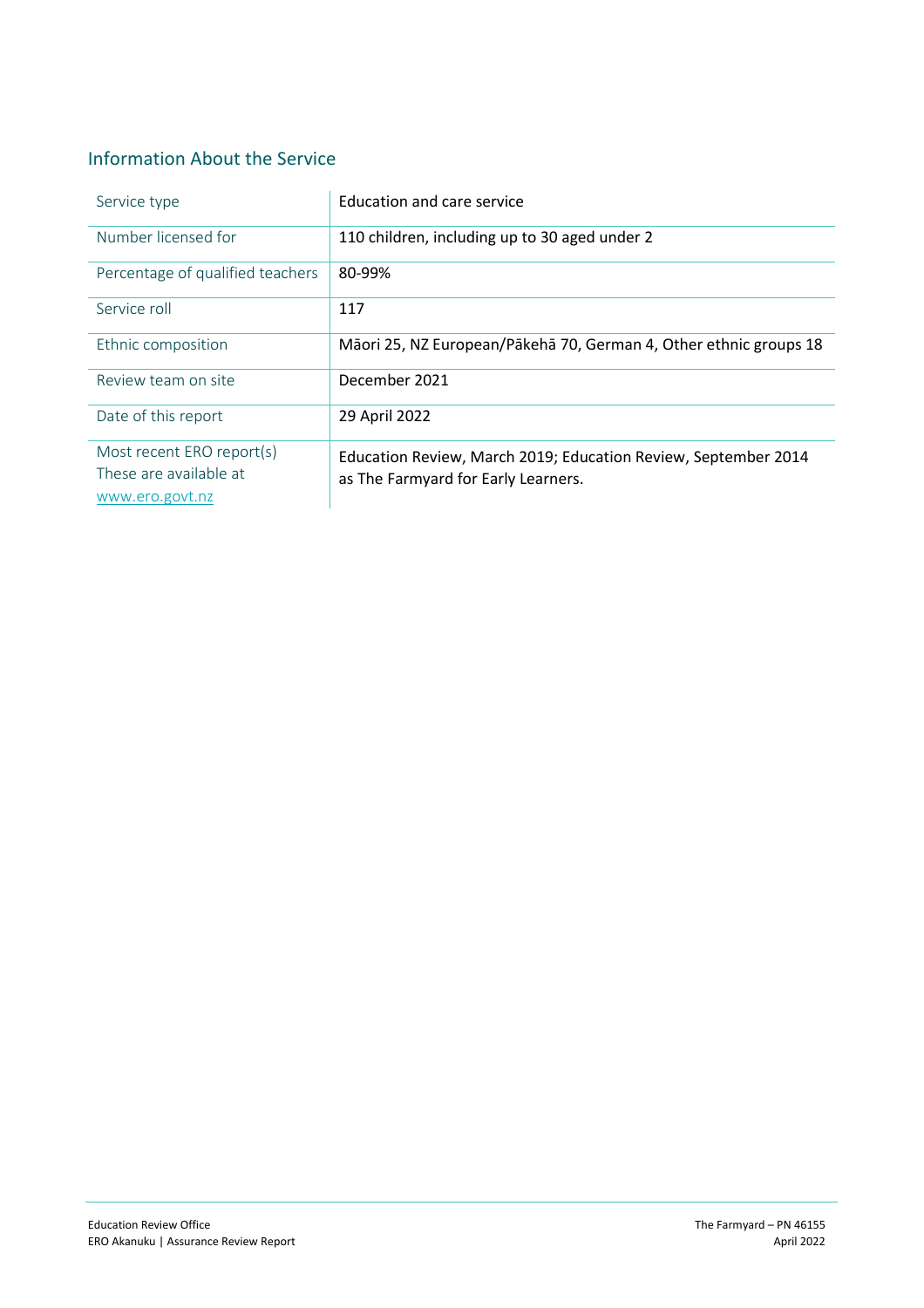## Information About the Service

| | |
|---|---|
| Service type | Education and care service |
| Number licensed for | 110 children, including up to 30 aged under 2 |
| Percentage of qualified teachers | 80-99% |
| Service roll | 117 |
| Ethnic composition | Māori 25, NZ European/Pākehā 70, German 4, Other ethnic groups 18 |
| Review team on site | December 2021 |
| Date of this report | 29 April 2022 |
| Most recent ERO report(s) These are available at www.ero.govt.nz | Education Review, March 2019; Education Review, September 2014 as The Farmyard for Early Learners. |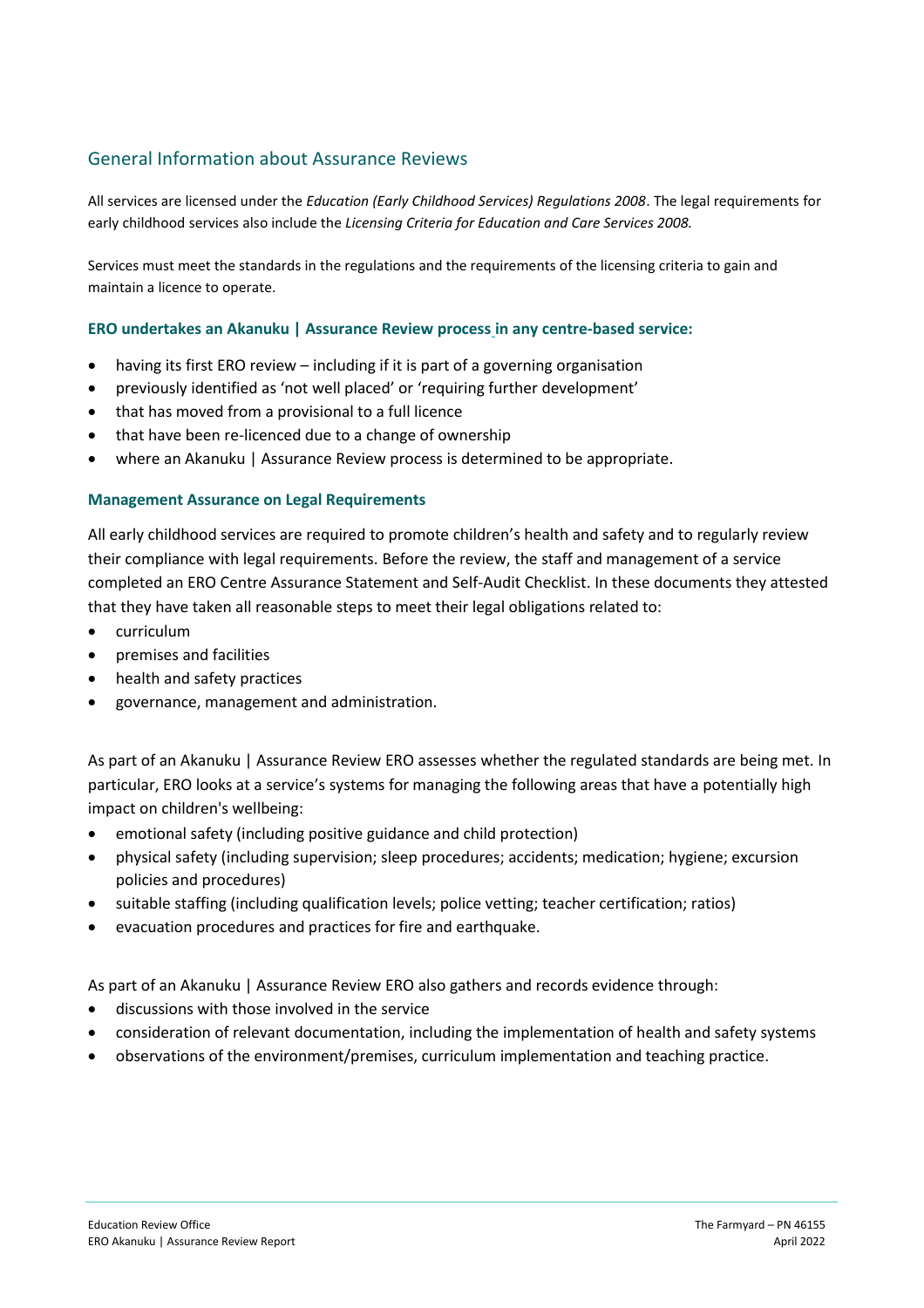## General Information about Assurance Reviews

All services are licensed under the *Education (Early Childhood Services) Regulations 2008*. The legal requirements for early childhood services also include the *Licensing Criteria for Education and Care Services 2008.*

Services must meet the standards in the regulations and the requirements of the licensing criteria to gain and maintain a licence to operate.

### ERO undertakes an Akanuku | Assurance Review process in any centre-based service:

- having its first ERO review – including if it is part of a governing organisation
- previously identified as 'not well placed' or 'requiring further development'
- that has moved from a provisional to a full licence
- that have been re-licenced due to a change of ownership
- where an Akanuku | Assurance Review process is determined to be appropriate.

### Management Assurance on Legal Requirements

All early childhood services are required to promote children's health and safety and to regularly review their compliance with legal requirements. Before the review, the staff and management of a service completed an ERO Centre Assurance Statement and Self-Audit Checklist. In these documents they attested that they have taken all reasonable steps to meet their legal obligations related to:

- curriculum
- premises and facilities
- health and safety practices
- governance, management and administration.

As part of an Akanuku | Assurance Review ERO assesses whether the regulated standards are being met. In particular, ERO looks at a service's systems for managing the following areas that have a potentially high impact on children's wellbeing:

- emotional safety (including positive guidance and child protection)
- physical safety (including supervision; sleep procedures; accidents; medication; hygiene; excursion policies and procedures)
- suitable staffing (including qualification levels; police vetting; teacher certification; ratios)
- evacuation procedures and practices for fire and earthquake.

As part of an Akanuku | Assurance Review ERO also gathers and records evidence through:

- discussions with those involved in the service
- consideration of relevant documentation, including the implementation of health and safety systems
- observations of the environment/premises, curriculum implementation and teaching practice.